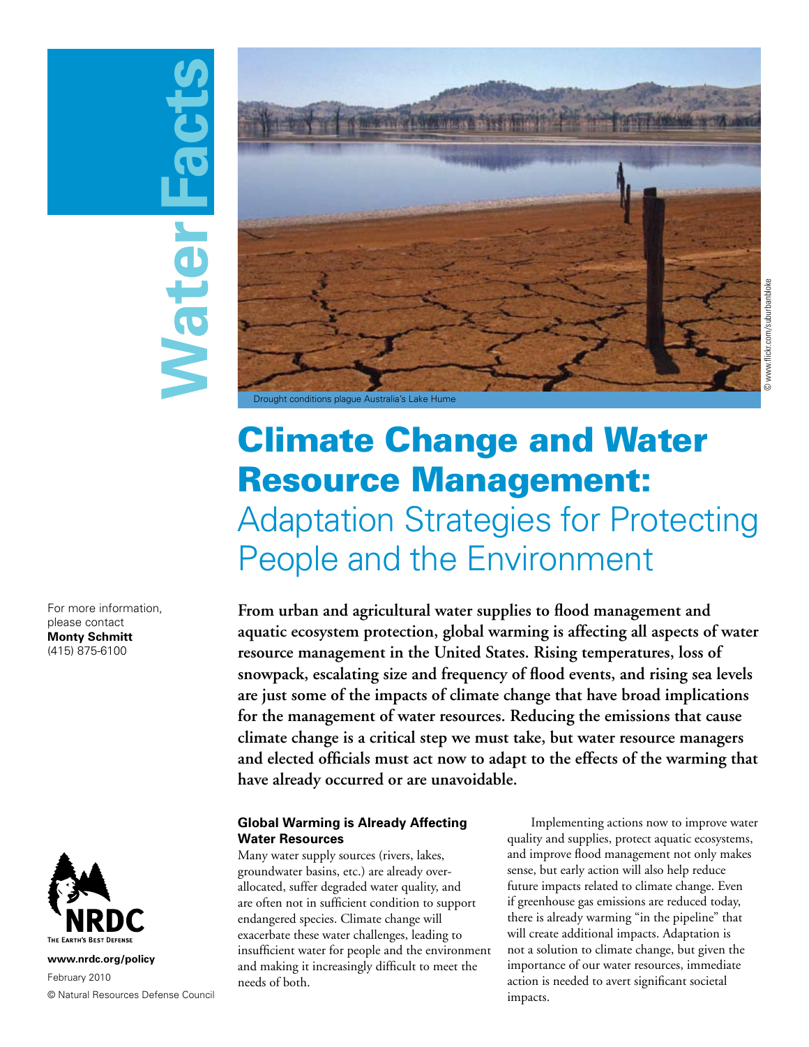Water Facts

Drought conditions plague Australia's Lake Hume

© www.flickr.com/suburbanbloke

# Climate Change and Water Resource Management:

## Adaptation Strategies for Protecting People and the Environment

For more information, please contact
**Monty Schmitt**
(415) 875-6100

**From urban and agricultural water supplies to flood management and aquatic ecosystem protection, global warming is affecting all aspects of water resource management in the United States. Rising temperatures, loss of snowpack, escalating size and frequency of flood events, and rising sea levels are just some of the impacts of climate change that have broad implications for the management of water resources. Reducing the emissions that cause climate change is a critical step we must take, but water resource managers and elected officials must act now to adapt to the effects of the warming that have already occurred or are unavoidable.**

### Global Warming is Already Affecting Water Resources

Many water supply sources (rivers, lakes, groundwater basins, etc.) are already over-allocated, suffer degraded water quality, and are often not in sufficient condition to support endangered species. Climate change will exacerbate these water challenges, leading to insufficient water for people and the environment and making it increasingly difficult to meet the needs of both.

Implementing actions now to improve water quality and supplies, protect aquatic ecosystems, and improve flood management not only makes sense, but early action will also help reduce future impacts related to climate change. Even if greenhouse gas emissions are reduced today, there is already warming "in the pipeline" that will create additional impacts. Adaptation is not a solution to climate change, but given the importance of our water resources, immediate action is needed to avert significant societal impacts.

NRDC
The Earth's Best Defense

**www.nrdc.org/policy**
February 2010
© Natural Resources Defense Council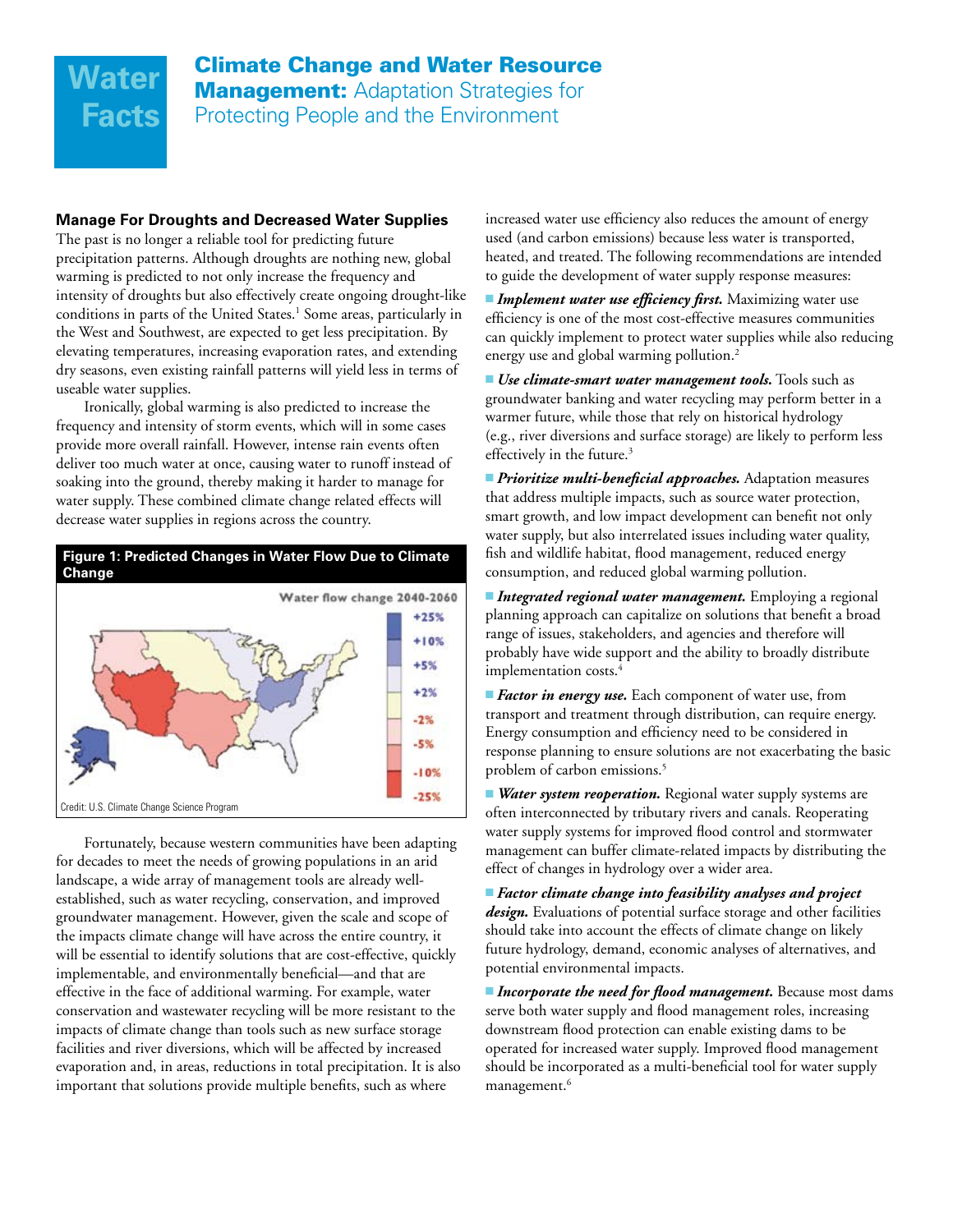# Water Facts

## Climate Change and Water Resource Management: Adaptation Strategies for Protecting People and the Environment

### Manage For Droughts and Decreased Water Supplies

The past is no longer a reliable tool for predicting future precipitation patterns. Although droughts are nothing new, global warming is predicted to not only increase the frequency and intensity of droughts but also effectively create ongoing drought-like conditions in parts of the United States.[1] Some areas, particularly in the West and Southwest, are expected to get less precipitation. By elevating temperatures, increasing evaporation rates, and extending dry seasons, even existing rainfall patterns will yield less in terms of useable water supplies.

Ironically, global warming is also predicted to increase the frequency and intensity of storm events, which will in some cases provide more overall rainfall. However, intense rain events often deliver too much water at once, causing water to runoff instead of soaking into the ground, thereby making it harder to manage for water supply. These combined climate change related effects will decrease water supplies in regions across the country.

**Figure 1: Predicted Changes in Water Flow Due to Climate Change**

Water flow change 2040-2060

+25%
+10%
+5%
+2%
-2%
-5%
-10%
-25%

Credit: U.S. Climate Change Science Program

Fortunately, because western communities have been adapting for decades to meet the needs of growing populations in an arid landscape, a wide array of management tools are already well-established, such as water recycling, conservation, and improved groundwater management. However, given the scale and scope of the impacts climate change will have across the entire country, it will be essential to identify solutions that are cost-effective, quickly implementable, and environmentally beneficial—and that are effective in the face of additional warming. For example, water conservation and wastewater recycling will be more resistant to the impacts of climate change than tools such as new surface storage facilities and river diversions, which will be affected by increased evaporation and, in areas, reductions in total precipitation. It is also important that solutions provide multiple benefits, such as where increased water use efficiency also reduces the amount of energy used (and carbon emissions) because less water is transported, heated, and treated. The following recommendations are intended to guide the development of water supply response measures:

- ***Implement water use efficiency first.*** Maximizing water use efficiency is one of the most cost-effective measures communities can quickly implement to protect water supplies while also reducing energy use and global warming pollution.[2]
- ***Use climate-smart water management tools.*** Tools such as groundwater banking and water recycling may perform better in a warmer future, while those that rely on historical hydrology (e.g., river diversions and surface storage) are likely to perform less effectively in the future.[3]
- ***Prioritize multi-beneficial approaches.*** Adaptation measures that address multiple impacts, such as source water protection, smart growth, and low impact development can benefit not only water supply, but also interrelated issues including water quality, fish and wildlife habitat, flood management, reduced energy consumption, and reduced global warming pollution.
- ***Integrated regional water management.*** Employing a regional planning approach can capitalize on solutions that benefit a broad range of issues, stakeholders, and agencies and therefore will probably have wide support and the ability to broadly distribute implementation costs.[4]
- ***Factor in energy use.*** Each component of water use, from transport and treatment through distribution, can require energy. Energy consumption and efficiency need to be considered in response planning to ensure solutions are not exacerbating the basic problem of carbon emissions.[5]
- ***Water system reoperation.*** Regional water supply systems are often interconnected by tributary rivers and canals. Reoperating water supply systems for improved flood control and stormwater management can buffer climate-related impacts by distributing the effect of changes in hydrology over a wider area.
- ***Factor climate change into feasibility analyses and project design.*** Evaluations of potential surface storage and other facilities should take into account the effects of climate change on likely future hydrology, demand, economic analyses of alternatives, and potential environmental impacts.
- ***Incorporate the need for flood management.*** Because most dams serve both water supply and flood management roles, increasing downstream flood protection can enable existing dams to be operated for increased water supply. Improved flood management should be incorporated as a multi-beneficial tool for water supply management.[6]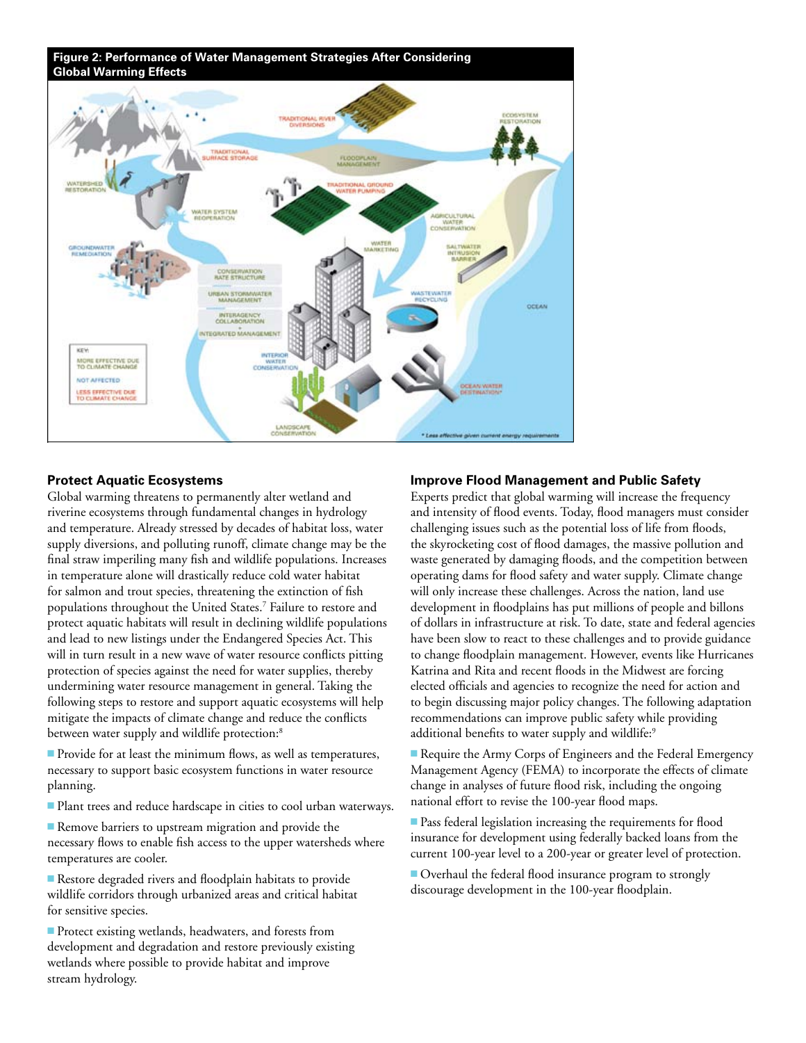**Figure 2: Performance of Water Management Strategies After Considering Global Warming Effects**

TRADITIONAL RIVER DIVERSIONS

ECOSYSTEM RESTORATION

TRADITIONAL SURFACE STORAGE

FLOODPLAIN MANAGEMENT

WATERSHED RESTORATION

TRADITIONAL GROUND WATER PUMPING

WATER SYSTEM REOPERATION

AGRICULTURAL WATER CONSERVATION

GROUNDWATER REMEDIATION

WATER MARKETING

SALTWATER INTRUSION BARRIER

CONSERVATION RATE STRUCTURE

URBAN STORMWATER MANAGEMENT

INTERAGENCY COLLABORATION

INTEGRATED MANAGEMENT

WASTEWATER RECYCLING

OCEAN

KEY:
MORE EFFECTIVE DUE TO CLIMATE CHANGE
NOT AFFECTED
LESS EFFECTIVE DUE TO CLIMATE CHANGE

INTERIOR WATER CONSERVATION

OCEAN WATER DESTINATION*

LANDSCAPE CONSERVATION

* Less effective given current energy requirements

## Protect Aquatic Ecosystems

Global warming threatens to permanently alter wetland and riverine ecosystems through fundamental changes in hydrology and temperature. Already stressed by decades of habitat loss, water supply diversions, and polluting runoff, climate change may be the final straw imperiling many fish and wildlife populations. Increases in temperature alone will drastically reduce cold water habitat for salmon and trout species, threatening the extinction of fish populations throughout the United States.[7] Failure to restore and protect aquatic habitats will result in declining wildlife populations and lead to new listings under the Endangered Species Act. This will in turn result in a new wave of water resource conflicts pitting protection of species against the need for water supplies, thereby undermining water resource management in general. Taking the following steps to restore and support aquatic ecosystems will help mitigate the impacts of climate change and reduce the conflicts between water supply and wildlife protection:[8]

- Provide for at least the minimum flows, as well as temperatures, necessary to support basic ecosystem functions in water resource planning.
- Plant trees and reduce hardscape in cities to cool urban waterways.
- Remove barriers to upstream migration and provide the necessary flows to enable fish access to the upper watersheds where temperatures are cooler.
- Restore degraded rivers and floodplain habitats to provide wildlife corridors through urbanized areas and critical habitat for sensitive species.
- Protect existing wetlands, headwaters, and forests from development and degradation and restore previously existing wetlands where possible to provide habitat and improve stream hydrology.

## Improve Flood Management and Public Safety

Experts predict that global warming will increase the frequency and intensity of flood events. Today, flood managers must consider challenging issues such as the potential loss of life from floods, the skyrocketing cost of flood damages, the massive pollution and waste generated by damaging floods, and the competition between operating dams for flood safety and water supply. Climate change will only increase these challenges. Across the nation, land use development in floodplains has put millions of people and billons of dollars in infrastructure at risk. To date, state and federal agencies have been slow to react to these challenges and to provide guidance to change floodplain management. However, events like Hurricanes Katrina and Rita and recent floods in the Midwest are forcing elected officials and agencies to recognize the need for action and to begin discussing major policy changes. The following adaptation recommendations can improve public safety while providing additional benefits to water supply and wildlife:[9]

- Require the Army Corps of Engineers and the Federal Emergency Management Agency (FEMA) to incorporate the effects of climate change in analyses of future flood risk, including the ongoing national effort to revise the 100-year flood maps.
- Pass federal legislation increasing the requirements for flood insurance for development using federally backed loans from the current 100-year level to a 200-year or greater level of protection.
- Overhaul the federal flood insurance program to strongly discourage development in the 100-year floodplain.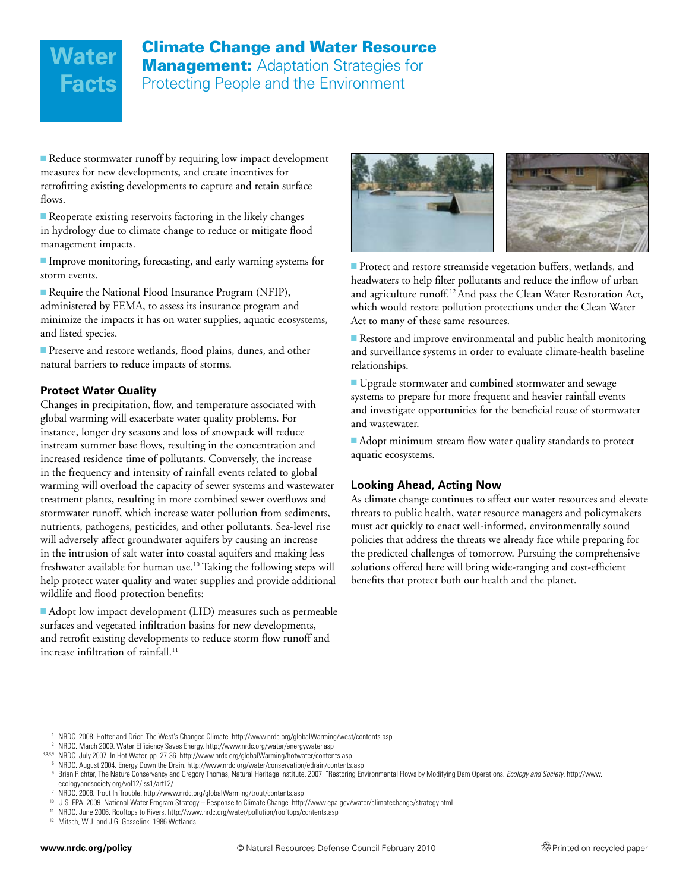# Water Facts

## Climate Change and Water Resource Management: Adaptation Strategies for Protecting People and the Environment

- Reduce stormwater runoff by requiring low impact development measures for new developments, and create incentives for retrofitting existing developments to capture and retain surface flows.
- Reoperate existing reservoirs factoring in the likely changes in hydrology due to climate change to reduce or mitigate flood management impacts.
- Improve monitoring, forecasting, and early warning systems for storm events.
- Require the National Flood Insurance Program (NFIP), administered by FEMA, to assess its insurance program and minimize the impacts it has on water supplies, aquatic ecosystems, and listed species.
- Preserve and restore wetlands, flood plains, dunes, and other natural barriers to reduce impacts of storms.

### Protect Water Quality

Changes in precipitation, flow, and temperature associated with global warming will exacerbate water quality problems. For instance, longer dry seasons and loss of snowpack will reduce instream summer base flows, resulting in the concentration and increased residence time of pollutants. Conversely, the increase in the frequency and intensity of rainfall events related to global warming will overload the capacity of sewer systems and wastewater treatment plants, resulting in more combined sewer overflows and stormwater runoff, which increase water pollution from sediments, nutrients, pathogens, pesticides, and other pollutants. Sea-level rise will adversely affect groundwater aquifers by causing an increase in the intrusion of salt water into coastal aquifers and making less freshwater available for human use.[10] Taking the following steps will help protect water quality and water supplies and provide additional wildlife and flood protection benefits:

- Adopt low impact development (LID) measures such as permeable surfaces and vegetated infiltration basins for new developments, and retrofit existing developments to reduce storm flow runoff and increase infiltration of rainfall.[11]
- Protect and restore streamside vegetation buffers, wetlands, and headwaters to help filter pollutants and reduce the inflow of urban and agriculture runoff.[12] And pass the Clean Water Restoration Act, which would restore pollution protections under the Clean Water Act to many of these same resources.
- Restore and improve environmental and public health monitoring and surveillance systems in order to evaluate climate-health baseline relationships.
- Upgrade stormwater and combined stormwater and sewage systems to prepare for more frequent and heavier rainfall events and investigate opportunities for the beneficial reuse of stormwater and wastewater.
- Adopt minimum stream flow water quality standards to protect aquatic ecosystems.

### Looking Ahead, Acting Now

As climate change continues to affect our water resources and elevate threats to public health, water resource managers and policymakers must act quickly to enact well-informed, environmentally sound policies that address the threats we already face while preparing for the predicted challenges of tomorrow. Pursuing the comprehensive solutions offered here will bring wide-ranging and cost-efficient benefits that protect both our health and the planet.

---

[1] NRDC. 2008. Hotter and Drier- The West's Changed Climate. http://www.nrdc.org/globalWarming/west/contents.asp

[2] NRDC. March 2009. Water Efficiency Saves Energy. http://www.nrdc.org/water/energywater.asp

[3,4,8,9] NRDC. July 2007. In Hot Water, pp. 27-36. http://www.nrdc.org/globalWarming/hotwater/contents.asp

[5] NRDC. August 2004. Energy Down the Drain. http://www.nrdc.org/water/conservation/edrain/contents.asp

[6] Brian Richter, The Nature Conservancy and Gregory Thomas, Natural Heritage Institute. 2007. "Restoring Environmental Flows by Modifying Dam Operations. *Ecology and Society.* http://www.ecologyandsociety.org/vol12/iss1/art12/

[7] NRDC. 2008. Trout In Trouble. http://www.nrdc.org/globalWarming/trout/contents.asp

[10] U.S. EPA. 2009. National Water Program Strategy – Response to Climate Change. http://www.epa.gov/water/climatechange/strategy.html

[11] NRDC. June 2006. Rooftops to Rivers. http://www.nrdc.org/water/pollution/rooftops/contents.asp

[12] Mitsch, W.J. and J.G. Gosselink. 1986.Wetlands

www.nrdc.org/policy

© Natural Resources Defense Council February 2010

Printed on recycled paper